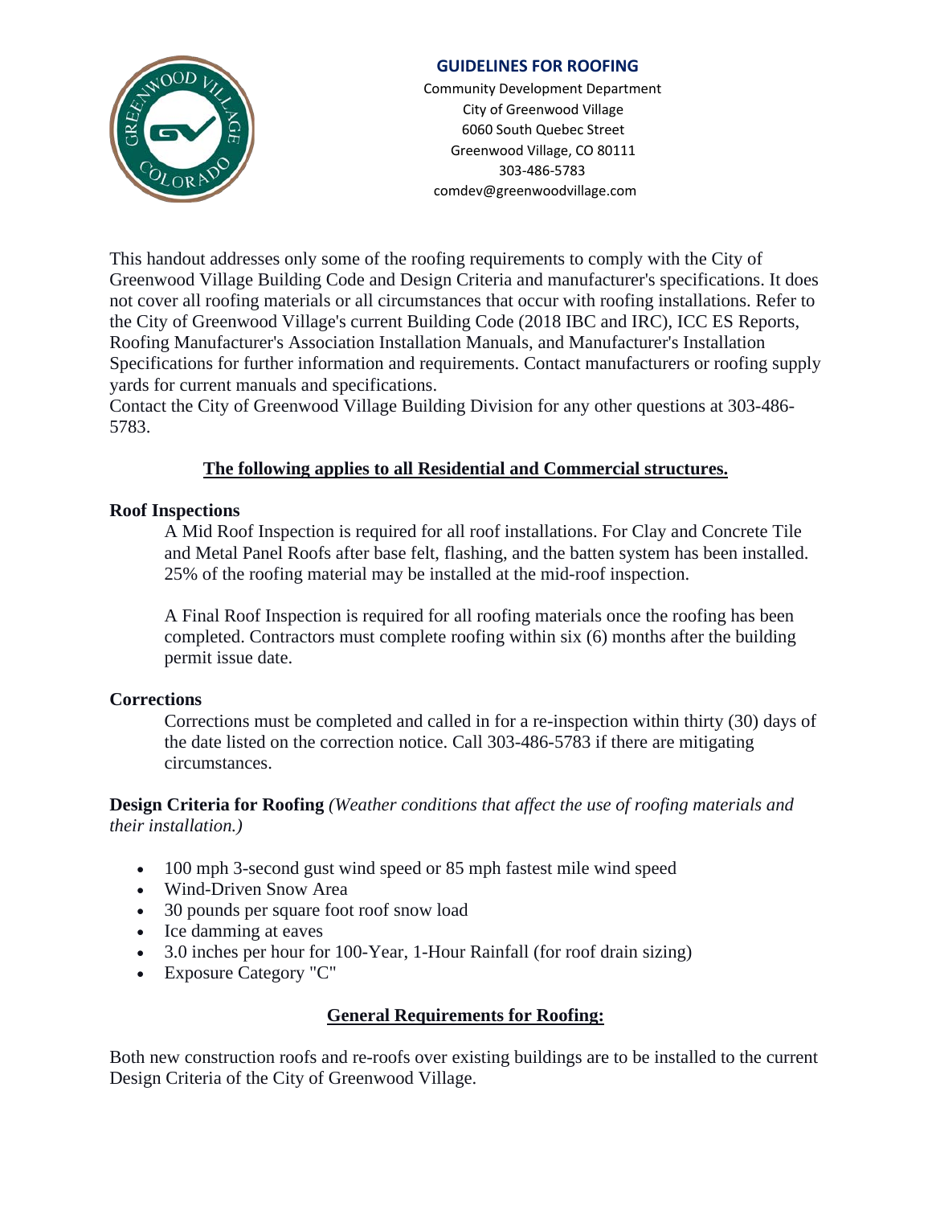# GUIDELINES FOR ROOFING

Community Development Department
City of Greenwood Village
6060 South Quebec Street
Greenwood Village, CO 80111
303-486-5783
comdev@greenwoodvillage.com

This handout addresses only some of the roofing requirements to comply with the City of Greenwood Village Building Code and Design Criteria and manufacturer's specifications. It does not cover all roofing materials or all circumstances that occur with roofing installations. Refer to the City of Greenwood Village's current Building Code (2018 IBC and IRC), ICC ES Reports, Roofing Manufacturer's Association Installation Manuals, and Manufacturer's Installation Specifications for further information and requirements. Contact manufacturers or roofing supply yards for current manuals and specifications.
Contact the City of Greenwood Village Building Division for any other questions at 303-486-5783.

## The following applies to all Residential and Commercial structures.

**Roof Inspections**

A Mid Roof Inspection is required for all roof installations. For Clay and Concrete Tile and Metal Panel Roofs after base felt, flashing, and the batten system has been installed. 25% of the roofing material may be installed at the mid-roof inspection.

A Final Roof Inspection is required for all roofing materials once the roofing has been completed. Contractors must complete roofing within six (6) months after the building permit issue date.

**Corrections**

Corrections must be completed and called in for a re-inspection within thirty (30) days of the date listed on the correction notice. Call 303-486-5783 if there are mitigating circumstances.

**Design Criteria for Roofing** *(Weather conditions that affect the use of roofing materials and their installation.)*

- 100 mph 3-second gust wind speed or 85 mph fastest mile wind speed
- Wind-Driven Snow Area
- 30 pounds per square foot roof snow load
- Ice damming at eaves
- 3.0 inches per hour for 100-Year, 1-Hour Rainfall (for roof drain sizing)
- Exposure Category "C"

## General Requirements for Roofing:

Both new construction roofs and re-roofs over existing buildings are to be installed to the current Design Criteria of the City of Greenwood Village.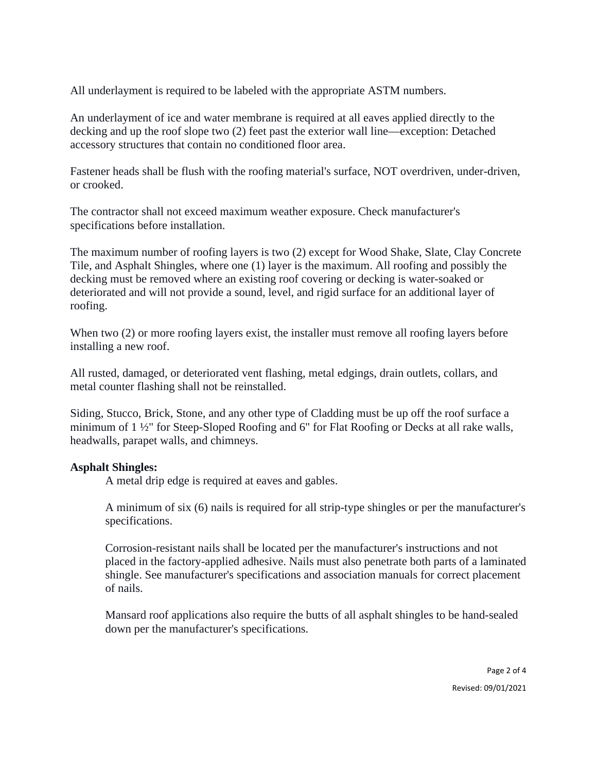All underlayment is required to be labeled with the appropriate ASTM numbers.

An underlayment of ice and water membrane is required at all eaves applied directly to the decking and up the roof slope two (2) feet past the exterior wall line—exception: Detached accessory structures that contain no conditioned floor area.

Fastener heads shall be flush with the roofing material's surface, NOT overdriven, under-driven, or crooked.

The contractor shall not exceed maximum weather exposure. Check manufacturer's specifications before installation.

The maximum number of roofing layers is two (2) except for Wood Shake, Slate, Clay Concrete Tile, and Asphalt Shingles, where one (1) layer is the maximum. All roofing and possibly the decking must be removed where an existing roof covering or decking is water-soaked or deteriorated and will not provide a sound, level, and rigid surface for an additional layer of roofing.

When two (2) or more roofing layers exist, the installer must remove all roofing layers before installing a new roof.

All rusted, damaged, or deteriorated vent flashing, metal edgings, drain outlets, collars, and metal counter flashing shall not be reinstalled.

Siding, Stucco, Brick, Stone, and any other type of Cladding must be up off the roof surface a minimum of 1 ½" for Steep-Sloped Roofing and 6" for Flat Roofing or Decks at all rake walls, headwalls, parapet walls, and chimneys.

**Asphalt Shingles:**

A metal drip edge is required at eaves and gables.

A minimum of six (6) nails is required for all strip-type shingles or per the manufacturer's specifications.

Corrosion-resistant nails shall be located per the manufacturer's instructions and not placed in the factory-applied adhesive. Nails must also penetrate both parts of a laminated shingle. See manufacturer's specifications and association manuals for correct placement of nails.

Mansard roof applications also require the butts of all asphalt shingles to be hand-sealed down per the manufacturer's specifications.

Revised: 09/01/2021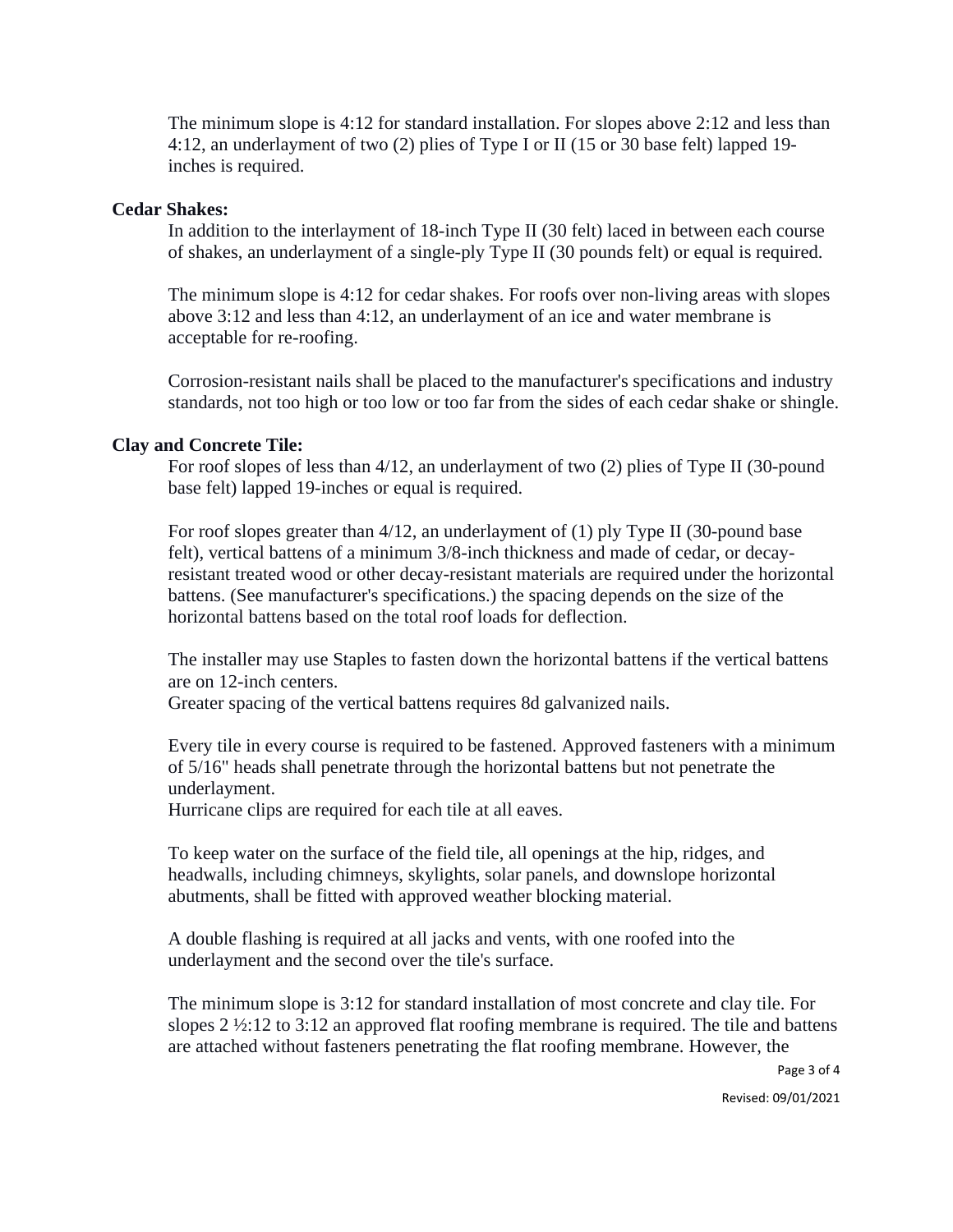The minimum slope is 4:12 for standard installation. For slopes above 2:12 and less than 4:12, an underlayment of two (2) plies of Type I or II (15 or 30 base felt) lapped 19-inches is required.

**Cedar Shakes:**

In addition to the interlayment of 18-inch Type II (30 felt) laced in between each course of shakes, an underlayment of a single-ply Type II (30 pounds felt) or equal is required.

The minimum slope is 4:12 for cedar shakes. For roofs over non-living areas with slopes above 3:12 and less than 4:12, an underlayment of an ice and water membrane is acceptable for re-roofing.

Corrosion-resistant nails shall be placed to the manufacturer's specifications and industry standards, not too high or too low or too far from the sides of each cedar shake or shingle.

**Clay and Concrete Tile:**

For roof slopes of less than 4/12, an underlayment of two (2) plies of Type II (30-pound base felt) lapped 19-inches or equal is required.

For roof slopes greater than 4/12, an underlayment of (1) ply Type II (30-pound base felt), vertical battens of a minimum 3/8-inch thickness and made of cedar, or decay-resistant treated wood or other decay-resistant materials are required under the horizontal battens. (See manufacturer's specifications.) the spacing depends on the size of the horizontal battens based on the total roof loads for deflection.

The installer may use Staples to fasten down the horizontal battens if the vertical battens are on 12-inch centers.
Greater spacing of the vertical battens requires 8d galvanized nails.

Every tile in every course is required to be fastened. Approved fasteners with a minimum of 5/16" heads shall penetrate through the horizontal battens but not penetrate the underlayment.
Hurricane clips are required for each tile at all eaves.

To keep water on the surface of the field tile, all openings at the hip, ridges, and headwalls, including chimneys, skylights, solar panels, and downslope horizontal abutments, shall be fitted with approved weather blocking material.

A double flashing is required at all jacks and vents, with one roofed into the underlayment and the second over the tile's surface.

The minimum slope is 3:12 for standard installation of most concrete and clay tile. For slopes 2 ½:12 to 3:12 an approved flat roofing membrane is required. The tile and battens are attached without fasteners penetrating the flat roofing membrane. However, the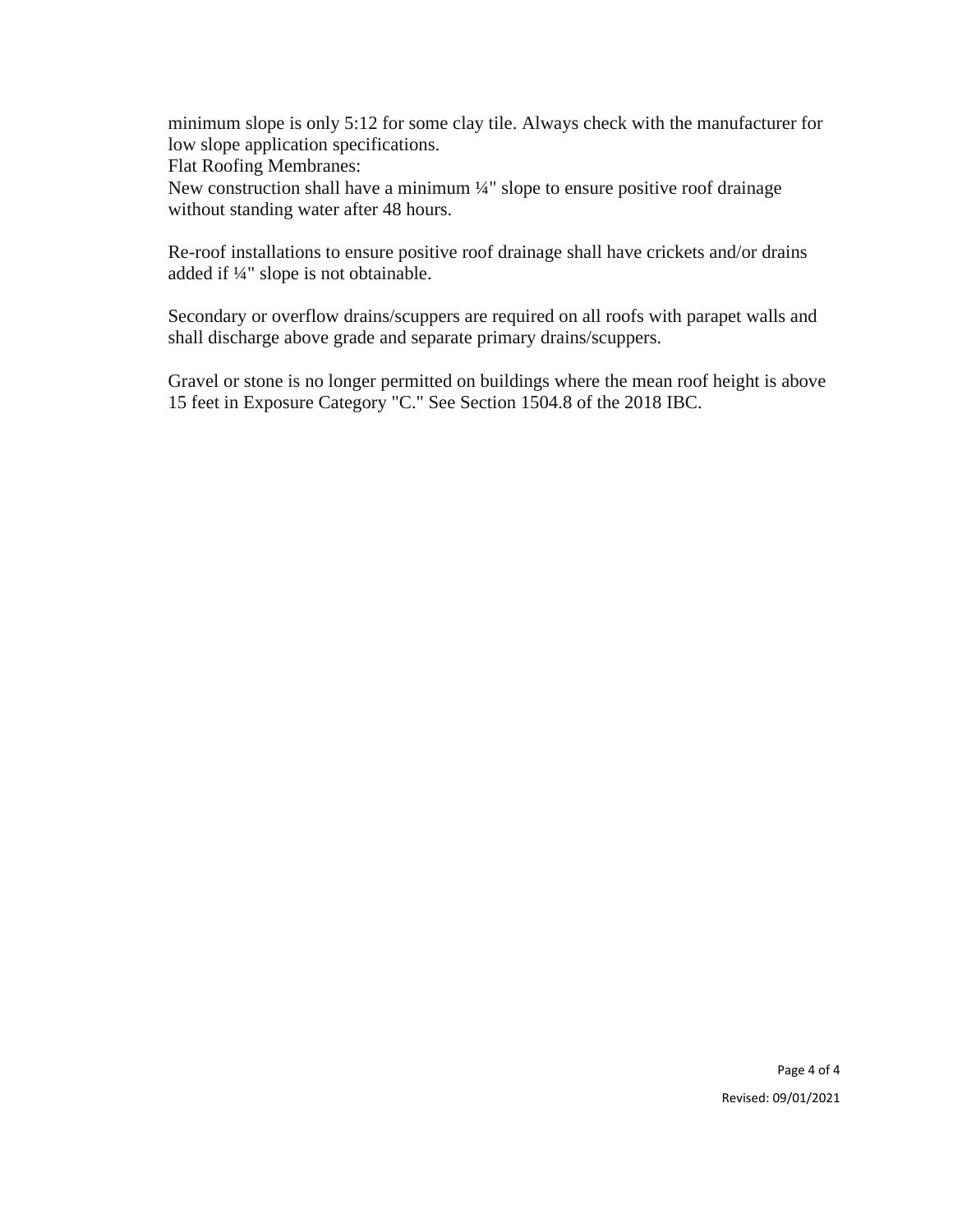minimum slope is only 5:12 for some clay tile. Always check with the manufacturer for low slope application specifications.

Flat Roofing Membranes:

New construction shall have a minimum ¼" slope to ensure positive roof drainage without standing water after 48 hours.

Re-roof installations to ensure positive roof drainage shall have crickets and/or drains added if ¼" slope is not obtainable.

Secondary or overflow drains/scuppers are required on all roofs with parapet walls and shall discharge above grade and separate primary drains/scuppers.

Gravel or stone is no longer permitted on buildings where the mean roof height is above 15 feet in Exposure Category "C." See Section 1504.8 of the 2018 IBC.

Revised: 09/01/2021